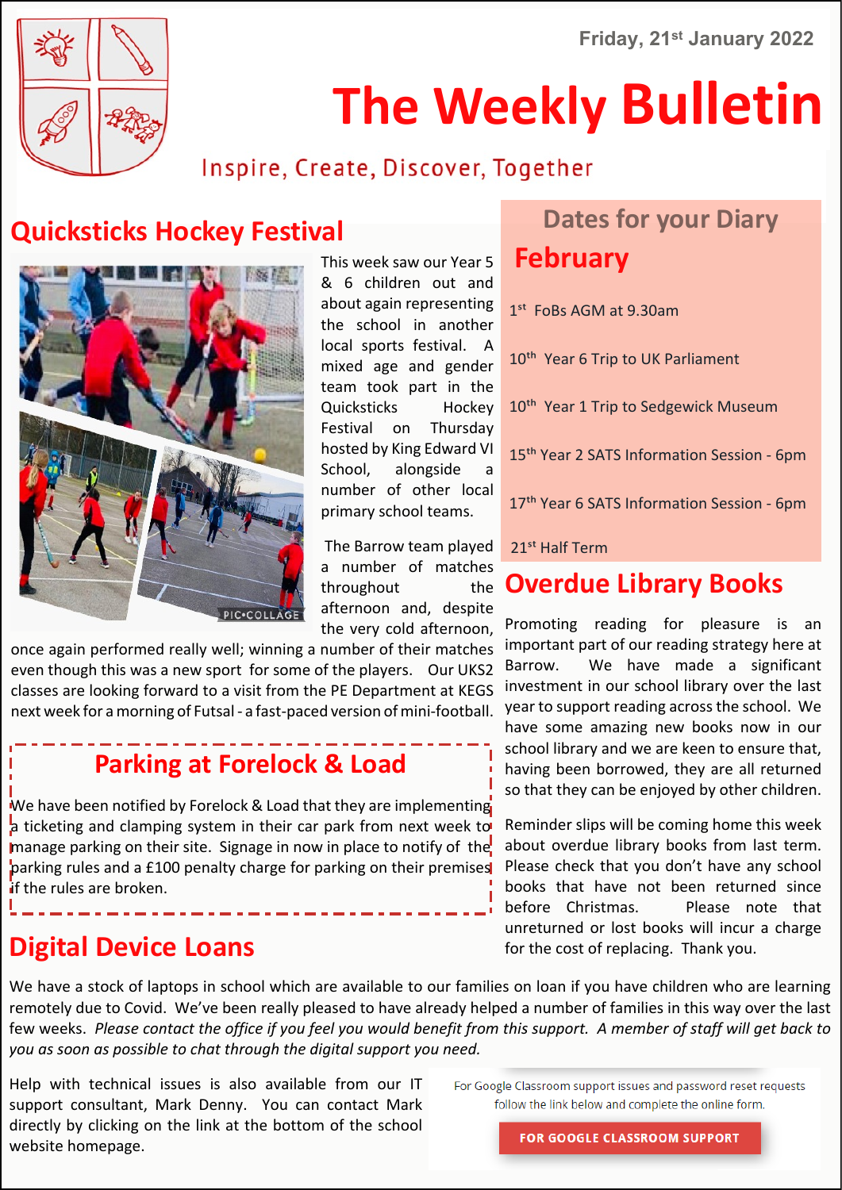Friday, 21st January 2022

# The Weekly Bulletin

Inspire, Create, Discover, Together

## Quicksticks Hockey Festival

This week saw our Year 5 & 6 children out and about again representing the school in another local sports festival. A mixed age and gender team took part in the Quicksticks Hockey Festival on Thursday hosted by King Edward VI School, alongside a number of other local primary school teams.

The Barrow team played a number of matches throughout the afternoon and, despite the very cold afternoon, once again performed really well; winning a number of their matches even though this was a new sport for some of the players. Our UKS2 classes are looking forward to a visit from the PE Department at KEGS next week for a morning of Futsal - a fast-paced version of mini-football.

## Parking at Forelock & Load

We have been notified by Forelock & Load that they are implementing a ticketing and clamping system in their car park from next week to manage parking on their site. Signage in now in place to notify of the parking rules and a £100 penalty charge for parking on their premises if the rules are broken.

## Dates for your Diary

### February

1st FoBs AGM at 9.30am

10th Year 6 Trip to UK Parliament

10th Year 1 Trip to Sedgewick Museum

15th Year 2 SATS Information Session - 6pm

17th Year 6 SATS Information Session - 6pm

21st Half Term

## Overdue Library Books

Promoting reading for pleasure is an important part of our reading strategy here at Barrow. We have made a significant investment in our school library over the last year to support reading across the school. We have some amazing new books now in our school library and we are keen to ensure that, having been borrowed, they are all returned so that they can be enjoyed by other children.

Reminder slips will be coming home this week about overdue library books from last term. Please check that you don't have any school books that have not been returned since before Christmas. Please note that unreturned or lost books will incur a charge for the cost of replacing. Thank you.

## Digital Device Loans

We have a stock of laptops in school which are available to our families on loan if you have children who are learning remotely due to Covid. We've been really pleased to have already helped a number of families in this way over the last few weeks. *Please contact the office if you feel you would benefit from this support. A member of staff will get back to you as soon as possible to chat through the digital support you need.*

Help with technical issues is also available from our IT support consultant, Mark Denny. You can contact Mark directly by clicking on the link at the bottom of the school website homepage.

For Google Classroom support issues and password reset requests follow the link below and complete the online form.

**FOR GOOGLE CLASSROOM SUPPORT**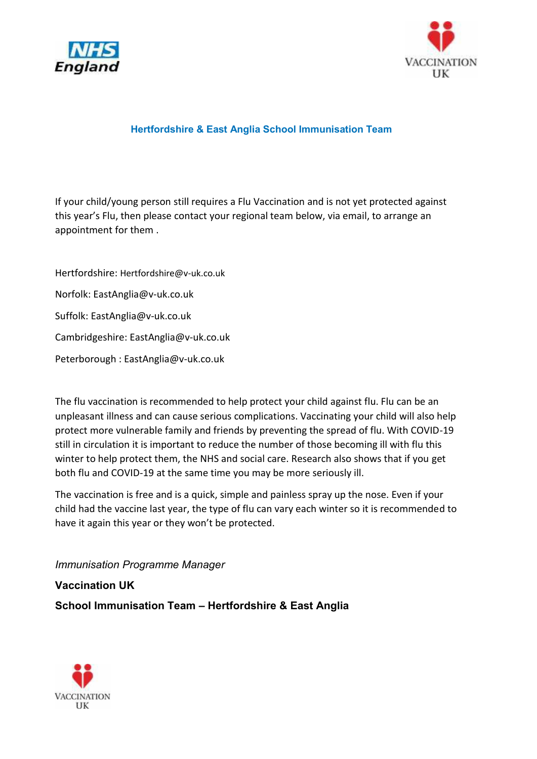**Hertfordshire & East Anglia School Immunisation Team**

If your child/young person still requires a Flu Vaccination and is not yet protected against this year's Flu, then please contact your regional team below, via email, to arrange an appointment for them .

Hertfordshire: Hertfordshire@v-uk.co.uk

Norfolk: EastAnglia@v-uk.co.uk

Suffolk: EastAnglia@v-uk.co.uk

Cambridgeshire: EastAnglia@v-uk.co.uk

Peterborough : EastAnglia@v-uk.co.uk

The flu vaccination is recommended to help protect your child against flu. Flu can be an unpleasant illness and can cause serious complications. Vaccinating your child will also help protect more vulnerable family and friends by preventing the spread of flu. With COVID-19 still in circulation it is important to reduce the number of those becoming ill with flu this winter to help protect them, the NHS and social care. Research also shows that if you get both flu and COVID-19 at the same time you may be more seriously ill.

The vaccination is free and is a quick, simple and painless spray up the nose. Even if your child had the vaccine last year, the type of flu can vary each winter so it is recommended to have it again this year or they won't be protected.

*Immunisation Programme Manager*

**Vaccination UK**

**School Immunisation Team – Hertfordshire & East Anglia**